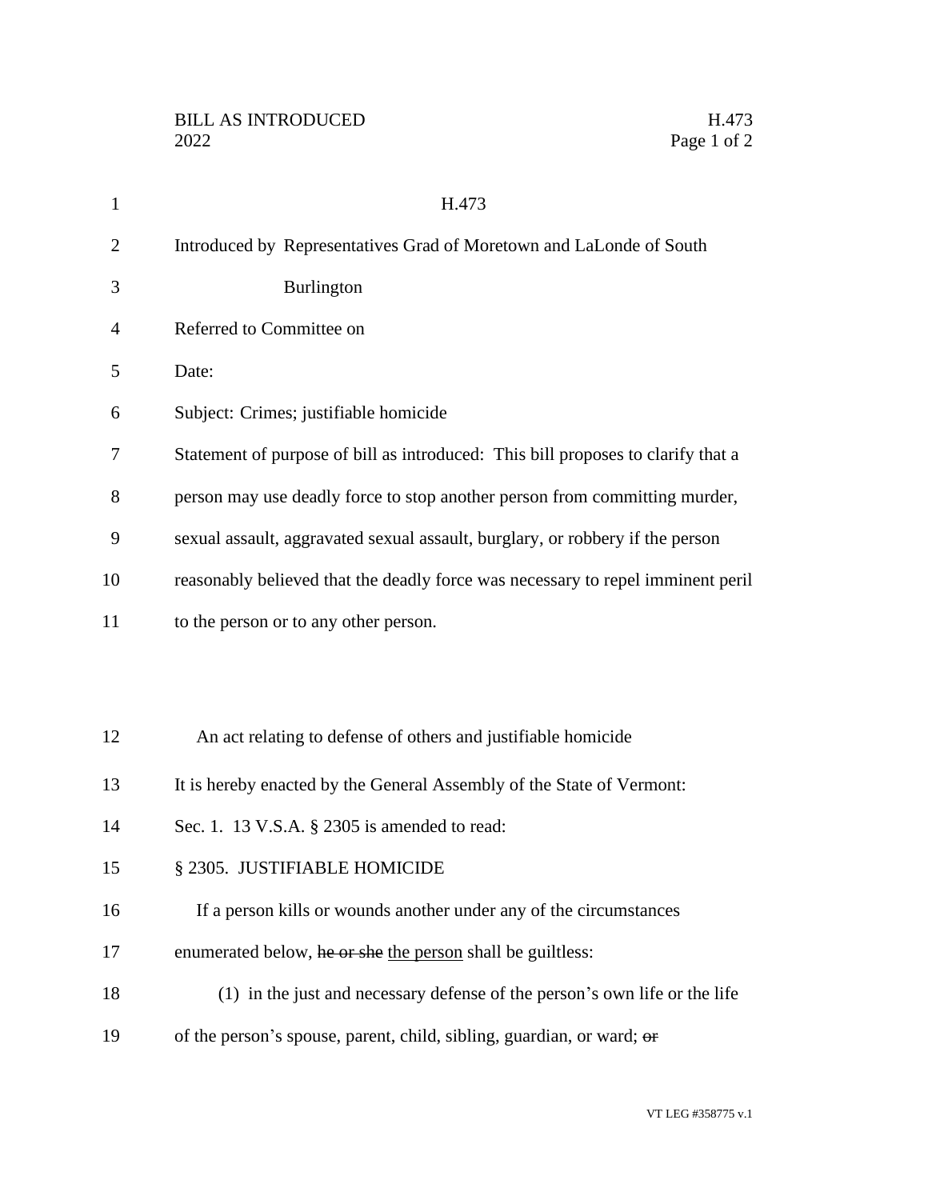BILL AS INTRODUCED H.473
2022

# H.473

Introduced by Representatives Grad of Moretown and LaLonde of South Burlington

Referred to Committee on

Date:

Subject: Crimes; justifiable homicide

Statement of purpose of bill as introduced: This bill proposes to clarify that a person may use deadly force to stop another person from committing murder, sexual assault, aggravated sexual assault, burglary, or robbery if the person reasonably believed that the deadly force was necessary to repel imminent peril to the person or to any other person.

An act relating to defense of others and justifiable homicide

It is hereby enacted by the General Assembly of the State of Vermont:

Sec. 1. 13 V.S.A. § 2305 is amended to read:

§ 2305. JUSTIFIABLE HOMICIDE

If a person kills or wounds another under any of the circumstances enumerated below, ~~he or she~~ the person shall be guiltless:

(1) in the just and necessary defense of the person's own life or the life of the person's spouse, parent, child, sibling, guardian, or ward; ~~or~~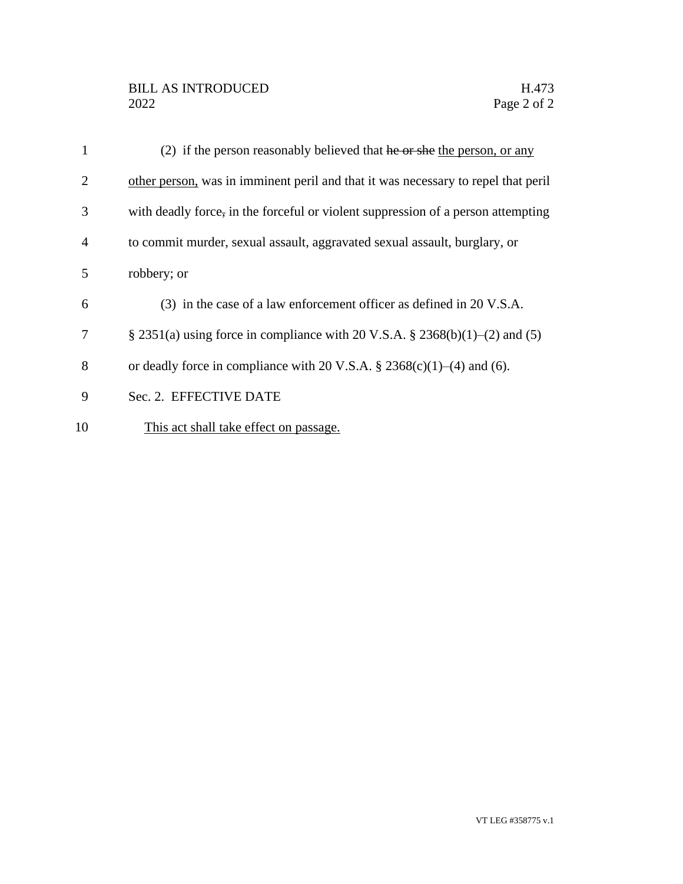(2) if the person reasonably believed that ~~he or she~~ <u>the person, or any other person,</u> was in imminent peril and that it was necessary to repel that peril with deadly force~~,~~ in the forceful or violent suppression of a person attempting to commit murder, sexual assault, aggravated sexual assault, burglary, or robbery; or

(3) in the case of a law enforcement officer as defined in 20 V.S.A. § 2351(a) using force in compliance with 20 V.S.A. § 2368(b)(1)–(2) and (5) or deadly force in compliance with 20 V.S.A. § 2368(c)(1)–(4) and (6).

Sec. 2. EFFECTIVE DATE

<u>This act shall take effect on passage.</u>